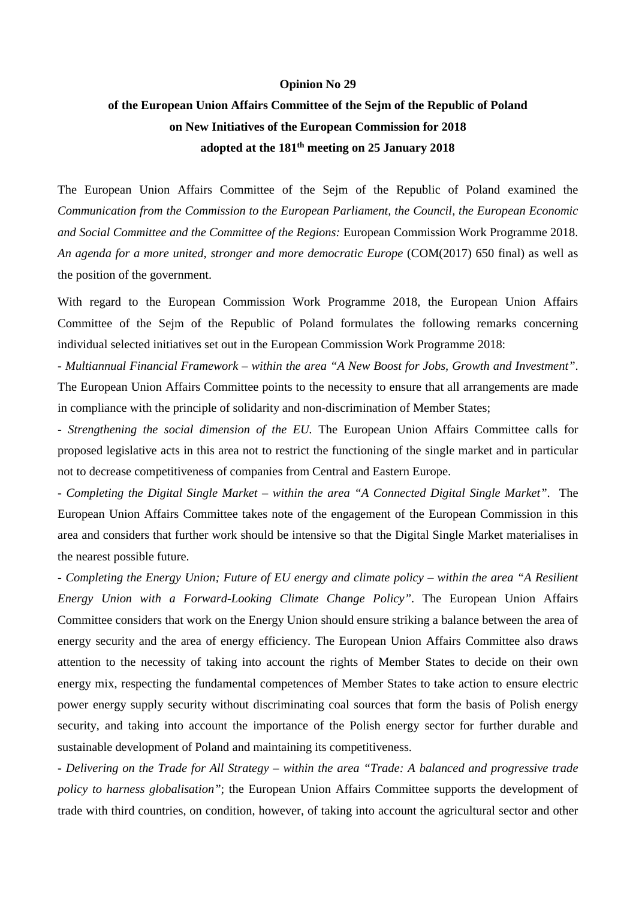**Opinion No 29**

**of the European Union Affairs Committee of the Sejm of the Republic of Poland**

**on New Initiatives of the European Commission for 2018**

**adopted at the 181th meeting on 25 January 2018**

The European Union Affairs Committee of the Sejm of the Republic of Poland examined the *Communication from the Commission to the European Parliament, the Council, the European Economic and Social Committee and the Committee of the Regions:* European Commission Work Programme 2018. *An agenda for a more united, stronger and more democratic Europe* (COM(2017) 650 final) as well as the position of the government.

With regard to the European Commission Work Programme 2018, the European Union Affairs Committee of the Sejm of the Republic of Poland formulates the following remarks concerning individual selected initiatives set out in the European Commission Work Programme 2018:

- *Multiannual Financial Framework – within the area "A New Boost for Jobs, Growth and Investment"*. The European Union Affairs Committee points to the necessity to ensure that all arrangements are made in compliance with the principle of solidarity and non-discrimination of Member States;

- *Strengthening the social dimension of the EU.* The European Union Affairs Committee calls for proposed legislative acts in this area not to restrict the functioning of the single market and in particular not to decrease competitiveness of companies from Central and Eastern Europe.

- *Completing the Digital Single Market – within the area "A Connected Digital Single Market".* The European Union Affairs Committee takes note of the engagement of the European Commission in this area and considers that further work should be intensive so that the Digital Single Market materialises in the nearest possible future.

- *Completing the Energy Union; Future of EU energy and climate policy – within the area "A Resilient Energy Union with a Forward-Looking Climate Change Policy".* The European Union Affairs Committee considers that work on the Energy Union should ensure striking a balance between the area of energy security and the area of energy efficiency. The European Union Affairs Committee also draws attention to the necessity of taking into account the rights of Member States to decide on their own energy mix, respecting the fundamental competences of Member States to take action to ensure electric power energy supply security without discriminating coal sources that form the basis of Polish energy security, and taking into account the importance of the Polish energy sector for further durable and sustainable development of Poland and maintaining its competitiveness.

- *Delivering on the Trade for All Strategy – within the area "Trade: A balanced and progressive trade policy to harness globalisation"*; the European Union Affairs Committee supports the development of trade with third countries, on condition, however, of taking into account the agricultural sector and other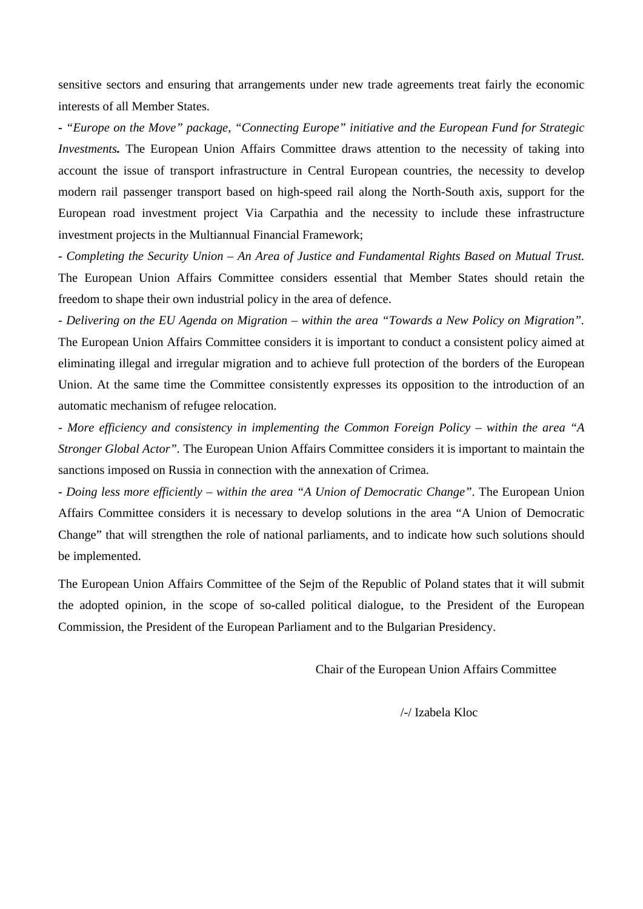sensitive sectors and ensuring that arrangements under new trade agreements treat fairly the economic interests of all Member States.

- *"Europe on the Move" package, "Connecting Europe" initiative and the European Fund for Strategic Investments.* The European Union Affairs Committee draws attention to the necessity of taking into account the issue of transport infrastructure in Central European countries, the necessity to develop modern rail passenger transport based on high-speed rail along the North-South axis, support for the European road investment project Via Carpathia and the necessity to include these infrastructure investment projects in the Multiannual Financial Framework;

- *Completing the Security Union – An Area of Justice and Fundamental Rights Based on Mutual Trust.* The European Union Affairs Committee considers essential that Member States should retain the freedom to shape their own industrial policy in the area of defence.

- *Delivering on the EU Agenda on Migration – within the area "Towards a New Policy on Migration".* The European Union Affairs Committee considers it is important to conduct a consistent policy aimed at eliminating illegal and irregular migration and to achieve full protection of the borders of the European Union. At the same time the Committee consistently expresses its opposition to the introduction of an automatic mechanism of refugee relocation.

- *More efficiency and consistency in implementing the Common Foreign Policy – within the area "A Stronger Global Actor".* The European Union Affairs Committee considers it is important to maintain the sanctions imposed on Russia in connection with the annexation of Crimea.

- *Doing less more efficiently – within the area "A Union of Democratic Change".* The European Union Affairs Committee considers it is necessary to develop solutions in the area "A Union of Democratic Change" that will strengthen the role of national parliaments, and to indicate how such solutions should be implemented.

The European Union Affairs Committee of the Sejm of the Republic of Poland states that it will submit the adopted opinion, in the scope of so-called political dialogue, to the President of the European Commission, the President of the European Parliament and to the Bulgarian Presidency.

Chair of the European Union Affairs Committee

/-/ Izabela Kloc